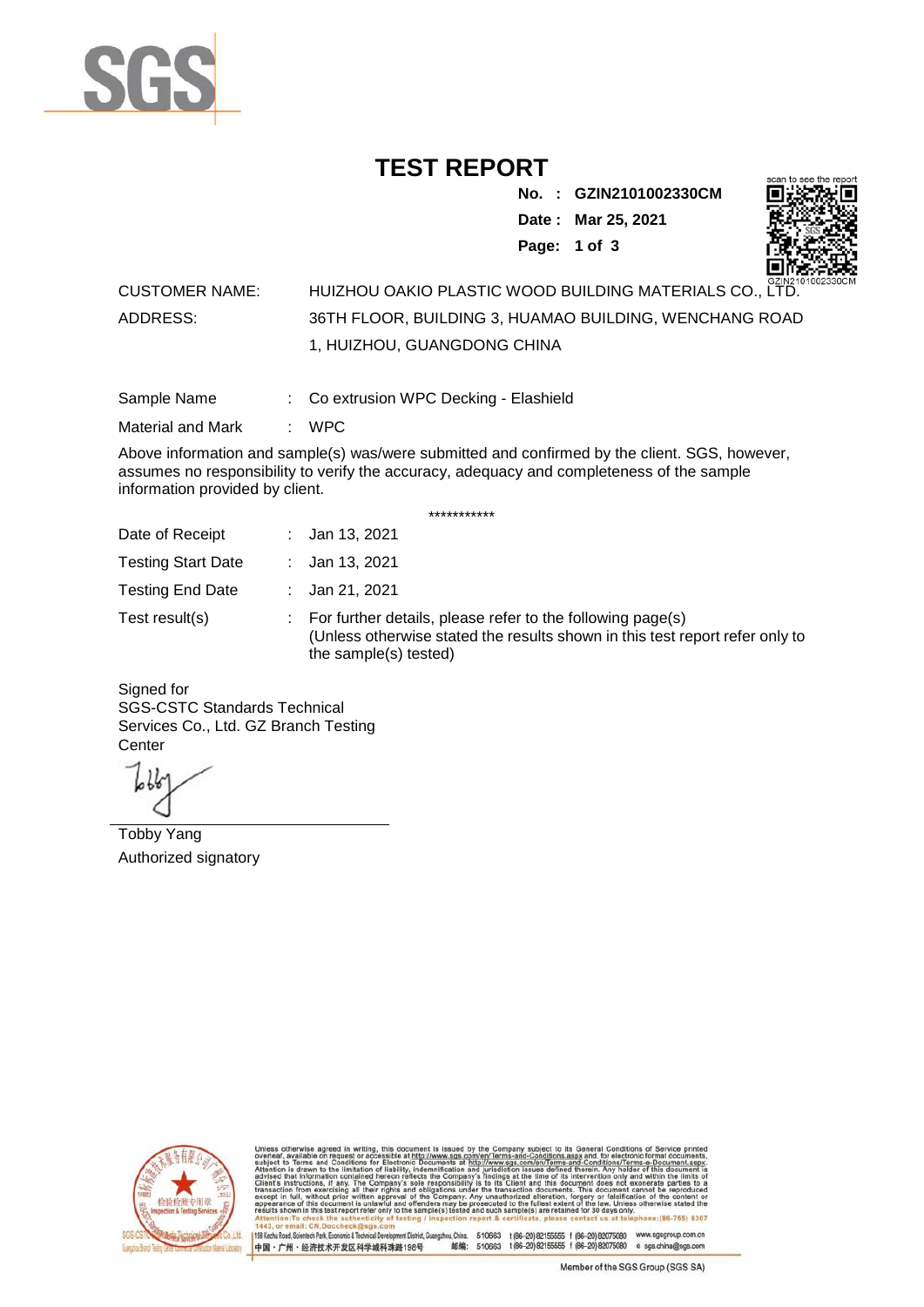# TEST REPORT

**No. : GZIN2101002330CM**

**Date : Mar 25, 2021**

CUSTOMER NAME: HUIZHOU OAKIO PLASTIC WOOD BUILDING MATERIALS CO., LTD.

ADDRESS: 36TH FLOOR, BUILDING 3, HUAMAO BUILDING, WENCHANG ROAD 1, HUIZHOU, GUANGDONG CHINA

Sample Name : Co extrusion WPC Decking - Elashield

Material and Mark : WPC

Above information and sample(s) was/were submitted and confirmed by the client. SGS, however, assumes no responsibility to verify the accuracy, adequacy and completeness of the sample information provided by client.

***********

Date of Receipt : Jan 13, 2021

Testing Start Date : Jan 13, 2021

Testing End Date : Jan 21, 2021

Test result(s) : For further details, please refer to the following page(s)
(Unless otherwise stated the results shown in this test report refer only to the sample(s) tested)

Signed for
SGS-CSTC Standards Technical Services Co., Ltd. GZ Branch Testing Center

Tobby Yang
Authorized signatory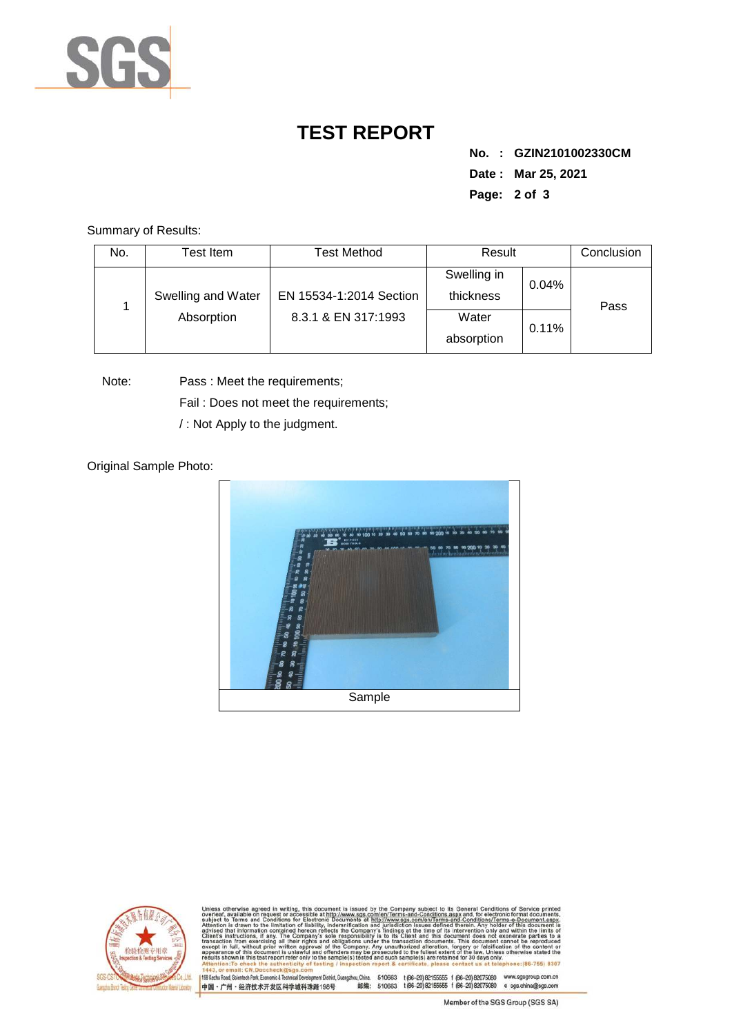# TEST REPORT

**No. : GZIN2101002330CM**

**Date : Mar 25, 2021**

Summary of Results:

| No. | Test Item | Test Method | Result | | Conclusion |
|---|---|---|---|---|---|
| 1 | Swelling and Water Absorption | EN 15534-1:2014 Section 8.3.1 & EN 317:1993 | Swelling in thickness | 0.04% | Pass |
| | | | Water absorption | 0.11% | |

Note: Pass : Meet the requirements;

Fail : Does not meet the requirements;

/ : Not Apply to the judgment.

Original Sample Photo:

Sample

Unless otherwise agreed in writing, this document is issued by the Company subject to its General Conditions of Service printed overleaf, available on request or accessible at http://www.sgs.com/en/Terms-and-Conditions.aspx and, for electronic format documents, subject to Terms and Conditions for Electronic Documents at http://www.sgs.com/en/Terms-and-Conditions/Terms-e-Document.aspx. Attention is drawn to the limitation of liability, indemnification and jurisdiction issues defined therein. Any holder of this document is advised that information contained hereon reflects the Company's findings at the time of its intervention only and within the limits of Client's instructions, if any. The Company's sole responsibility is to its Client and this document does not exonerate parties to a transaction from exercising all their rights and obligations under the transaction documents. This document cannot be reproduced except in full, without prior written approval of the Company. Any unauthorized alteration, forgery or falsification of the content or appearance of this document is unlawful and offenders may be prosecuted to the fullest extent of the law. Unless otherwise stated the results shown in this test report refer only to the sample(s) tested and such sample(s) are retained for 30 days only.
Attention:To check the authenticity of testing / inspection report & certificate, please contact us at telephone:(86-755) 8307 1443, or email: CN.Doccheck@sgs.com

198 Kezhu Road, Scientech Park, Economic & Technical Development District, Guangzhou, China. 510663 t (86-20) 82155555 f (86-20) 82075080 www.sgsgroup.com.cn
中国・广州・经济技术开发区科学城科珠路198号 邮编: 510663 t (86-20) 82155555 f (86-20) 82075080 e sgs.china@sgs.com

Member of the SGS Group (SGS SA)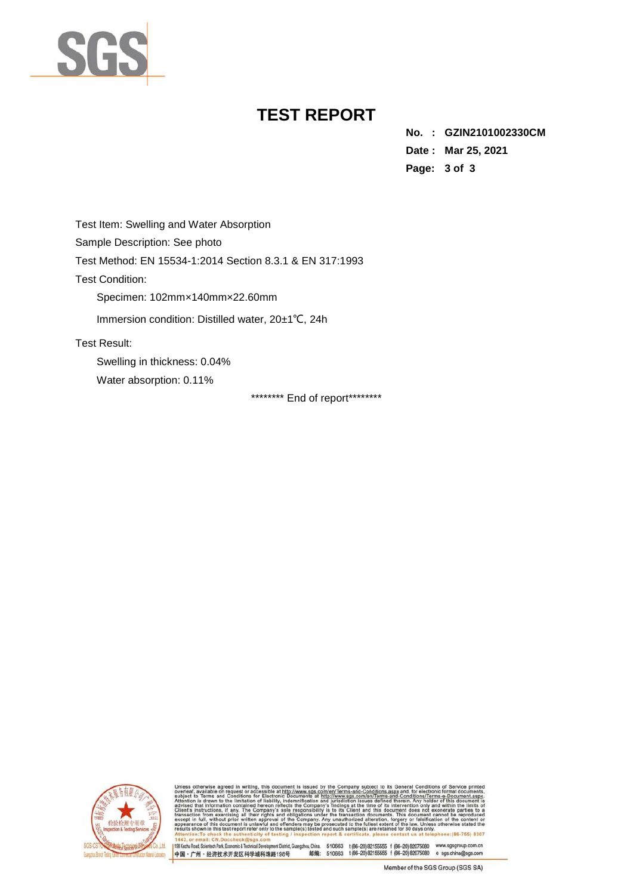# TEST REPORT

**No. : GZIN2101002330CM**
**Date : Mar 25, 2021**

Test Item: Swelling and Water Absorption

Sample Description: See photo

Test Method: EN 15534-1:2014 Section 8.3.1 & EN 317:1993

Test Condition:

Specimen: 102mm×140mm×22.60mm

Immersion condition: Distilled water, 20±1℃, 24h

Test Result:

Swelling in thickness: 0.04%

Water absorption: 0.11%

******** End of report********